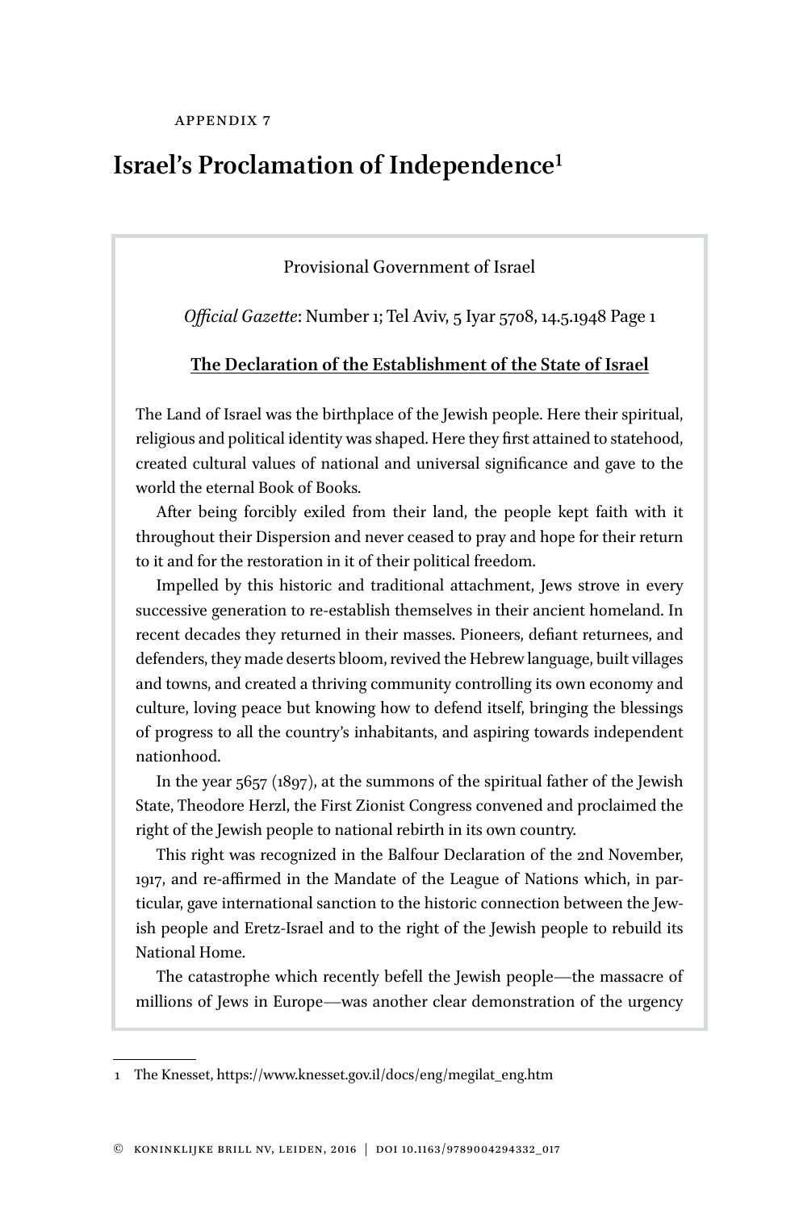APPENDIX 7

# Israel's Proclamation of Independence[1]

Provisional Government of Israel

*Official Gazette*: Number 1; Tel Aviv, 5 Iyar 5708, 14.5.1948 Page 1

## The Declaration of the Establishment of the State of Israel

The Land of Israel was the birthplace of the Jewish people. Here their spiritual, religious and political identity was shaped. Here they first attained to statehood, created cultural values of national and universal significance and gave to the world the eternal Book of Books.

After being forcibly exiled from their land, the people kept faith with it throughout their Dispersion and never ceased to pray and hope for their return to it and for the restoration in it of their political freedom.

Impelled by this historic and traditional attachment, Jews strove in every successive generation to re-establish themselves in their ancient homeland. In recent decades they returned in their masses. Pioneers, defiant returnees, and defenders, they made deserts bloom, revived the Hebrew language, built villages and towns, and created a thriving community controlling its own economy and culture, loving peace but knowing how to defend itself, bringing the blessings of progress to all the country's inhabitants, and aspiring towards independent nationhood.

In the year 5657 (1897), at the summons of the spiritual father of the Jewish State, Theodore Herzl, the First Zionist Congress convened and proclaimed the right of the Jewish people to national rebirth in its own country.

This right was recognized in the Balfour Declaration of the 2nd November, 1917, and re-affirmed in the Mandate of the League of Nations which, in particular, gave international sanction to the historic connection between the Jewish people and Eretz-Israel and to the right of the Jewish people to rebuild its National Home.

The catastrophe which recently befell the Jewish people—the massacre of millions of Jews in Europe—was another clear demonstration of the urgency

1 The Knesset, https://www.knesset.gov.il/docs/eng/megilat_eng.htm

© KONINKLIJKE BRILL NV, LEIDEN, 2016 | DOI 10.1163/9789004294332_017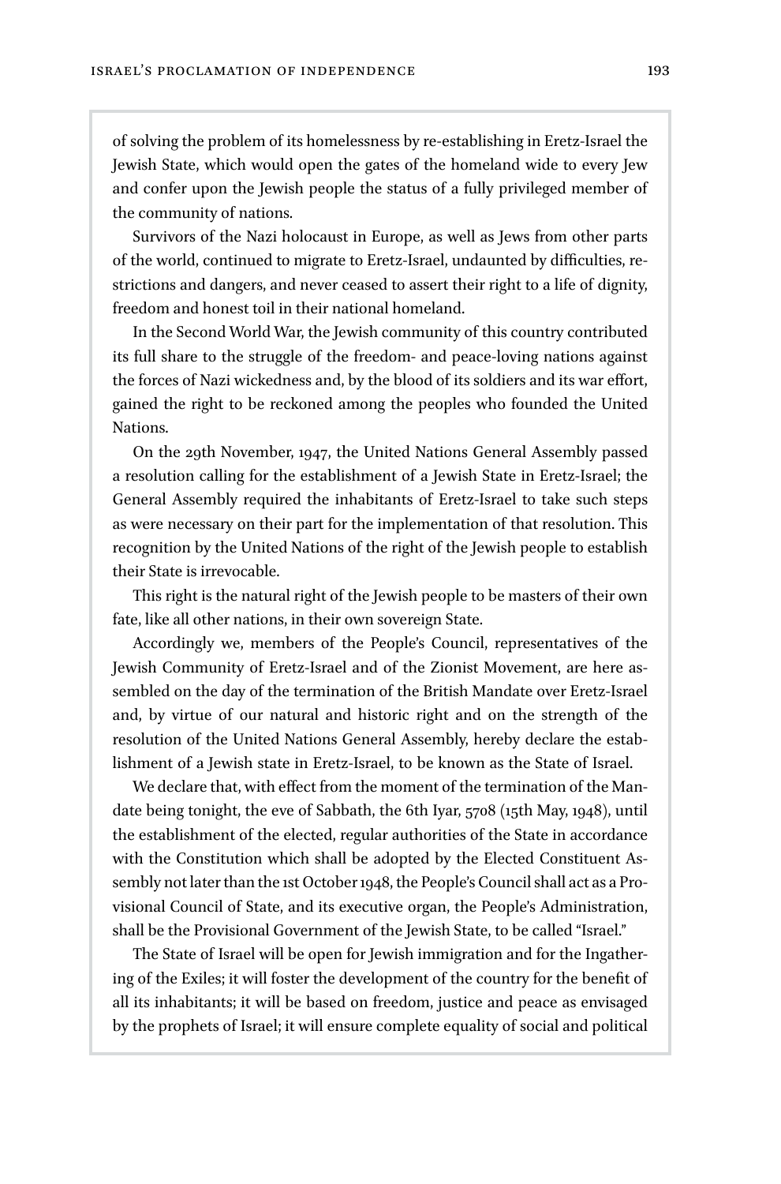of solving the problem of its homelessness by re-establishing in Eretz-Israel the Jewish State, which would open the gates of the homeland wide to every Jew and confer upon the Jewish people the status of a fully privileged member of the community of nations.

Survivors of the Nazi holocaust in Europe, as well as Jews from other parts of the world, continued to migrate to Eretz-Israel, undaunted by difficulties, restrictions and dangers, and never ceased to assert their right to a life of dignity, freedom and honest toil in their national homeland.

In the Second World War, the Jewish community of this country contributed its full share to the struggle of the freedom- and peace-loving nations against the forces of Nazi wickedness and, by the blood of its soldiers and its war effort, gained the right to be reckoned among the peoples who founded the United Nations.

On the 29th November, 1947, the United Nations General Assembly passed a resolution calling for the establishment of a Jewish State in Eretz-Israel; the General Assembly required the inhabitants of Eretz-Israel to take such steps as were necessary on their part for the implementation of that resolution. This recognition by the United Nations of the right of the Jewish people to establish their State is irrevocable.

This right is the natural right of the Jewish people to be masters of their own fate, like all other nations, in their own sovereign State.

Accordingly we, members of the People's Council, representatives of the Jewish Community of Eretz-Israel and of the Zionist Movement, are here assembled on the day of the termination of the British Mandate over Eretz-Israel and, by virtue of our natural and historic right and on the strength of the resolution of the United Nations General Assembly, hereby declare the establishment of a Jewish state in Eretz-Israel, to be known as the State of Israel.

We declare that, with effect from the moment of the termination of the Mandate being tonight, the eve of Sabbath, the 6th Iyar, 5708 (15th May, 1948), until the establishment of the elected, regular authorities of the State in accordance with the Constitution which shall be adopted by the Elected Constituent Assembly not later than the 1st October 1948, the People's Council shall act as a Provisional Council of State, and its executive organ, the People's Administration, shall be the Provisional Government of the Jewish State, to be called "Israel."

The State of Israel will be open for Jewish immigration and for the Ingathering of the Exiles; it will foster the development of the country for the benefit of all its inhabitants; it will be based on freedom, justice and peace as envisaged by the prophets of Israel; it will ensure complete equality of social and political